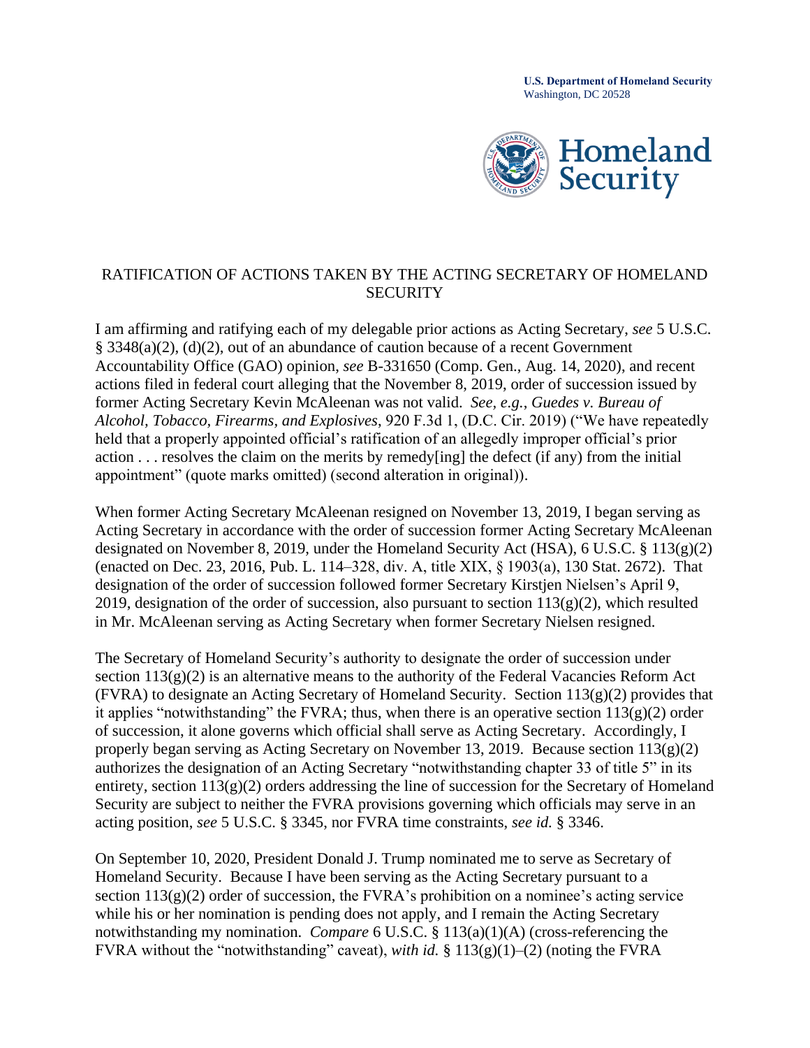**U.S. Department of Homeland Security**
Washington, DC 20528

# RATIFICATION OF ACTIONS TAKEN BY THE ACTING SECRETARY OF HOMELAND SECURITY

I am affirming and ratifying each of my delegable prior actions as Acting Secretary, *see* 5 U.S.C. § 3348(a)(2), (d)(2), out of an abundance of caution because of a recent Government Accountability Office (GAO) opinion, *see* B-331650 (Comp. Gen., Aug. 14, 2020), and recent actions filed in federal court alleging that the November 8, 2019, order of succession issued by former Acting Secretary Kevin McAleenan was not valid. *See, e.g.*, *Guedes v. Bureau of Alcohol, Tobacco, Firearms, and Explosives*, 920 F.3d 1, (D.C. Cir. 2019) ("We have repeatedly held that a properly appointed official's ratification of an allegedly improper official's prior action . . . resolves the claim on the merits by remedy[ing] the defect (if any) from the initial appointment" (quote marks omitted) (second alteration in original)).

When former Acting Secretary McAleenan resigned on November 13, 2019, I began serving as Acting Secretary in accordance with the order of succession former Acting Secretary McAleenan designated on November 8, 2019, under the Homeland Security Act (HSA), 6 U.S.C. § 113(g)(2) (enacted on Dec. 23, 2016, Pub. L. 114–328, div. A, title XIX, § 1903(a), 130 Stat. 2672). That designation of the order of succession followed former Secretary Kirstjen Nielsen's April 9, 2019, designation of the order of succession, also pursuant to section 113(g)(2), which resulted in Mr. McAleenan serving as Acting Secretary when former Secretary Nielsen resigned.

The Secretary of Homeland Security's authority to designate the order of succession under section 113(g)(2) is an alternative means to the authority of the Federal Vacancies Reform Act (FVRA) to designate an Acting Secretary of Homeland Security. Section 113(g)(2) provides that it applies "notwithstanding" the FVRA; thus, when there is an operative section 113(g)(2) order of succession, it alone governs which official shall serve as Acting Secretary. Accordingly, I properly began serving as Acting Secretary on November 13, 2019. Because section 113(g)(2) authorizes the designation of an Acting Secretary "notwithstanding chapter 33 of title 5" in its entirety, section 113(g)(2) orders addressing the line of succession for the Secretary of Homeland Security are subject to neither the FVRA provisions governing which officials may serve in an acting position, *see* 5 U.S.C. § 3345, nor FVRA time constraints, *see id.* § 3346.

On September 10, 2020, President Donald J. Trump nominated me to serve as Secretary of Homeland Security. Because I have been serving as the Acting Secretary pursuant to a section 113(g)(2) order of succession, the FVRA's prohibition on a nominee's acting service while his or her nomination is pending does not apply, and I remain the Acting Secretary notwithstanding my nomination. *Compare* 6 U.S.C. § 113(a)(1)(A) (cross-referencing the FVRA without the "notwithstanding" caveat), *with id.* § 113(g)(1)–(2) (noting the FVRA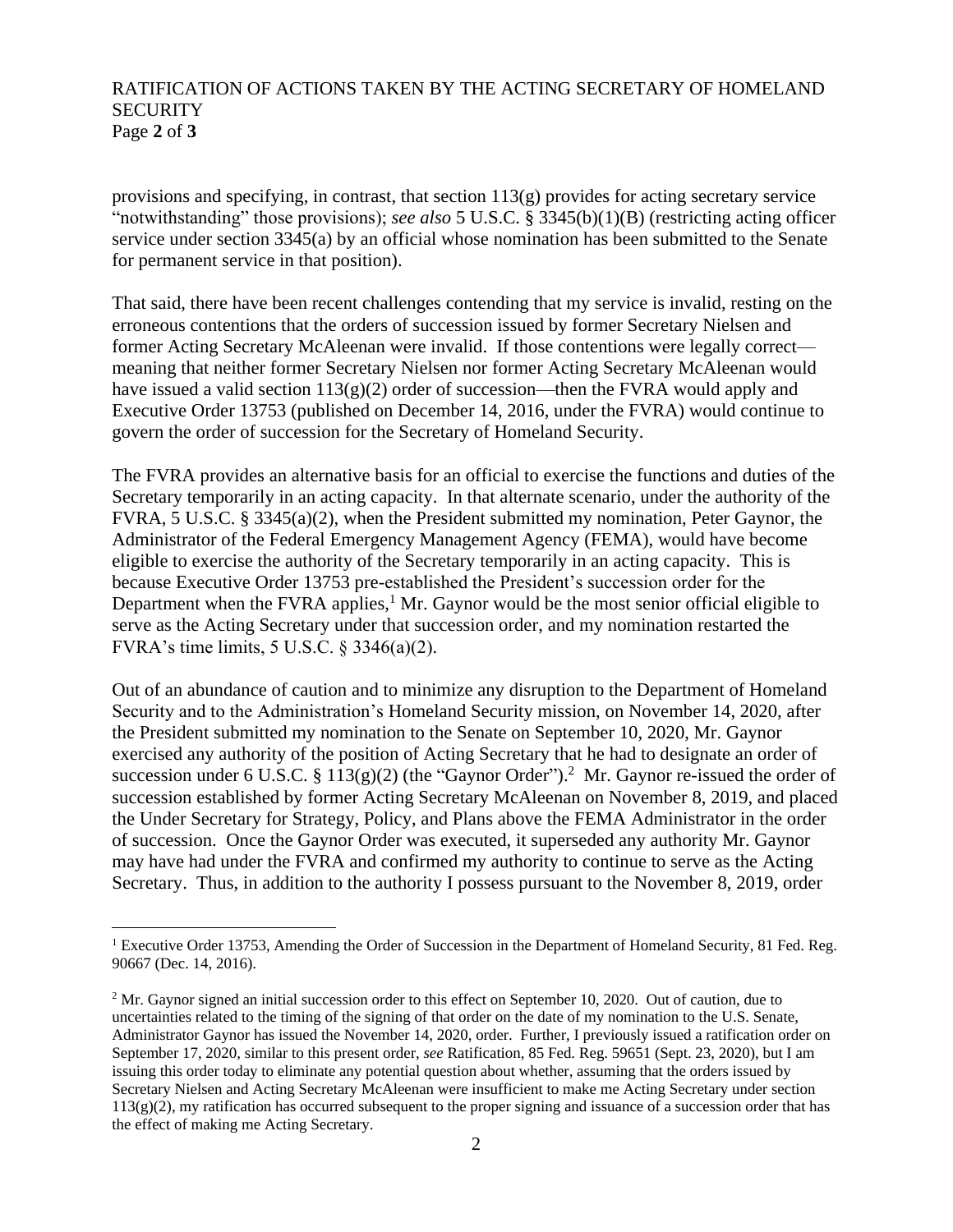provisions and specifying, in contrast, that section 113(g) provides for acting secretary service "notwithstanding" those provisions); *see also* 5 U.S.C. § 3345(b)(1)(B) (restricting acting officer service under section 3345(a) by an official whose nomination has been submitted to the Senate for permanent service in that position).

That said, there have been recent challenges contending that my service is invalid, resting on the erroneous contentions that the orders of succession issued by former Secretary Nielsen and former Acting Secretary McAleenan were invalid. If those contentions were legally correct—meaning that neither former Secretary Nielsen nor former Acting Secretary McAleenan would have issued a valid section 113(g)(2) order of succession—then the FVRA would apply and Executive Order 13753 (published on December 14, 2016, under the FVRA) would continue to govern the order of succession for the Secretary of Homeland Security.

The FVRA provides an alternative basis for an official to exercise the functions and duties of the Secretary temporarily in an acting capacity. In that alternate scenario, under the authority of the FVRA, 5 U.S.C. § 3345(a)(2), when the President submitted my nomination, Peter Gaynor, the Administrator of the Federal Emergency Management Agency (FEMA), would have become eligible to exercise the authority of the Secretary temporarily in an acting capacity. This is because Executive Order 13753 pre-established the President's succession order for the Department when the FVRA applies,[1] Mr. Gaynor would be the most senior official eligible to serve as the Acting Secretary under that succession order, and my nomination restarted the FVRA's time limits, 5 U.S.C. § 3346(a)(2).

Out of an abundance of caution and to minimize any disruption to the Department of Homeland Security and to the Administration's Homeland Security mission, on November 14, 2020, after the President submitted my nomination to the Senate on September 10, 2020, Mr. Gaynor exercised any authority of the position of Acting Secretary that he had to designate an order of succession under 6 U.S.C. § 113(g)(2) (the "Gaynor Order").[2] Mr. Gaynor re-issued the order of succession established by former Acting Secretary McAleenan on November 8, 2019, and placed the Under Secretary for Strategy, Policy, and Plans above the FEMA Administrator in the order of succession. Once the Gaynor Order was executed, it superseded any authority Mr. Gaynor may have had under the FVRA and confirmed my authority to continue to serve as the Acting Secretary. Thus, in addition to the authority I possess pursuant to the November 8, 2019, order

---

[1] Executive Order 13753, Amending the Order of Succession in the Department of Homeland Security, 81 Fed. Reg. 90667 (Dec. 14, 2016).

[2] Mr. Gaynor signed an initial succession order to this effect on September 10, 2020. Out of caution, due to uncertainties related to the timing of the signing of that order on the date of my nomination to the U.S. Senate, Administrator Gaynor has issued the November 14, 2020, order. Further, I previously issued a ratification order on September 17, 2020, similar to this present order, *see* Ratification, 85 Fed. Reg. 59651 (Sept. 23, 2020), but I am issuing this order today to eliminate any potential question about whether, assuming that the orders issued by Secretary Nielsen and Acting Secretary McAleenan were insufficient to make me Acting Secretary under section 113(g)(2), my ratification has occurred subsequent to the proper signing and issuance of a succession order that has the effect of making me Acting Secretary.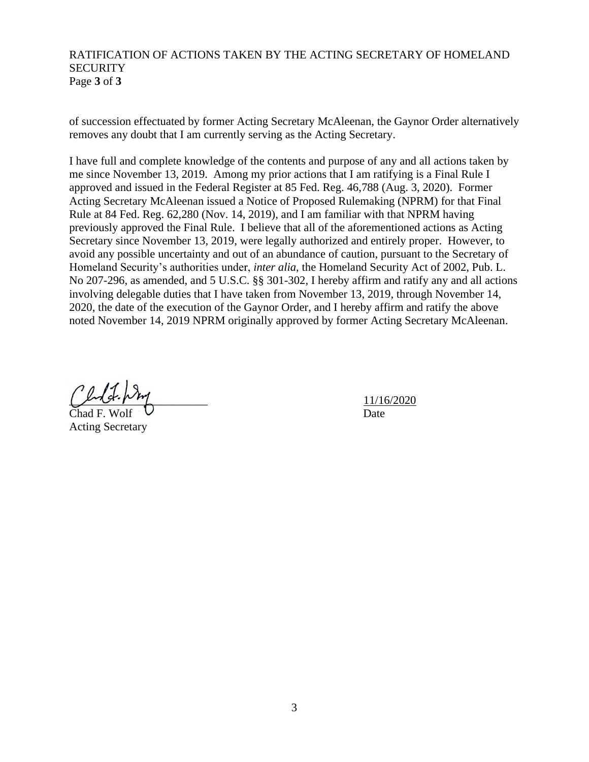of succession effectuated by former Acting Secretary McAleenan, the Gaynor Order alternatively removes any doubt that I am currently serving as the Acting Secretary.

I have full and complete knowledge of the contents and purpose of any and all actions taken by me since November 13, 2019. Among my prior actions that I am ratifying is a Final Rule I approved and issued in the Federal Register at 85 Fed. Reg. 46,788 (Aug. 3, 2020). Former Acting Secretary McAleenan issued a Notice of Proposed Rulemaking (NPRM) for that Final Rule at 84 Fed. Reg. 62,280 (Nov. 14, 2019), and I am familiar with that NPRM having previously approved the Final Rule. I believe that all of the aforementioned actions as Acting Secretary since November 13, 2019, were legally authorized and entirely proper. However, to avoid any possible uncertainty and out of an abundance of caution, pursuant to the Secretary of Homeland Security's authorities under, *inter alia*, the Homeland Security Act of 2002, Pub. L. No 207-296, as amended, and 5 U.S.C. §§ 301-302, I hereby affirm and ratify any and all actions involving delegable duties that I have taken from November 13, 2019, through November 14, 2020, the date of the execution of the Gaynor Order, and I hereby affirm and ratify the above noted November 14, 2019 NPRM originally approved by former Acting Secretary McAleenan.

Chad F. Wolf
Acting Secretary

11/16/2020
Date